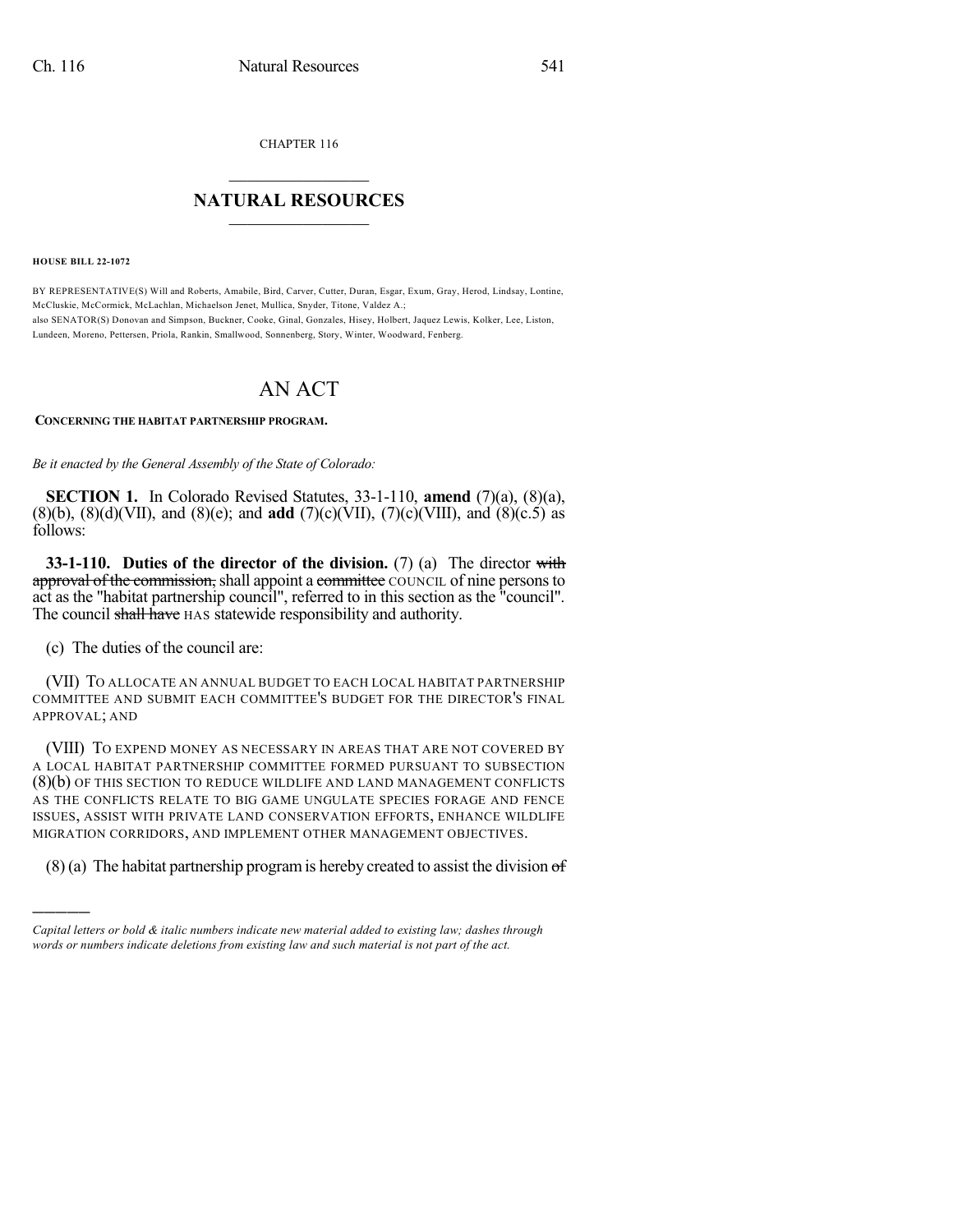CHAPTER 116

# NATURAL RESOURCES

**HOUSE BILL 22-1072**

BY REPRESENTATIVE(S) Will and Roberts, Amabile, Bird, Carver, Cutter, Duran, Esgar, Exum, Gray, Herod, Lindsay, Lontine, McCluskie, McCormick, McLachlan, Michaelson Jenet, Mullica, Snyder, Titone, Valdez A.;
also SENATOR(S) Donovan and Simpson, Buckner, Cooke, Ginal, Gonzales, Hisey, Holbert, Jaquez Lewis, Kolker, Lee, Liston, Lundeen, Moreno, Pettersen, Priola, Rankin, Smallwood, Sonnenberg, Story, Winter, Woodward, Fenberg.

# AN ACT

**CONCERNING THE HABITAT PARTNERSHIP PROGRAM.**

*Be it enacted by the General Assembly of the State of Colorado:*

**SECTION 1.** In Colorado Revised Statutes, 33-1-110, **amend** (7)(a), (8)(a), (8)(b), (8)(d)(VII), and (8)(e); and **add** (7)(c)(VII), (7)(c)(VIII), and (8)(c.5) as follows:

**33-1-110. Duties of the director of the division.** (7) (a) The director ~~with approval of the commission,~~ shall appoint a ~~committee~~ COUNCIL of nine persons to act as the "habitat partnership council", referred to in this section as the "council". The council ~~shall have~~ HAS statewide responsibility and authority.

(c) The duties of the council are:

(VII) TO ALLOCATE AN ANNUAL BUDGET TO EACH LOCAL HABITAT PARTNERSHIP COMMITTEE AND SUBMIT EACH COMMITTEE'S BUDGET FOR THE DIRECTOR'S FINAL APPROVAL; AND

(VIII) TO EXPEND MONEY AS NECESSARY IN AREAS THAT ARE NOT COVERED BY A LOCAL HABITAT PARTNERSHIP COMMITTEE FORMED PURSUANT TO SUBSECTION (8)(b) OF THIS SECTION TO REDUCE WILDLIFE AND LAND MANAGEMENT CONFLICTS AS THE CONFLICTS RELATE TO BIG GAME UNGULATE SPECIES FORAGE AND FENCE ISSUES, ASSIST WITH PRIVATE LAND CONSERVATION EFFORTS, ENHANCE WILDLIFE MIGRATION CORRIDORS, AND IMPLEMENT OTHER MANAGEMENT OBJECTIVES.

(8) (a) The habitat partnership program is hereby created to assist the division ~~of~~

*Capital letters or bold & italic numbers indicate new material added to existing law; dashes through words or numbers indicate deletions from existing law and such material is not part of the act.*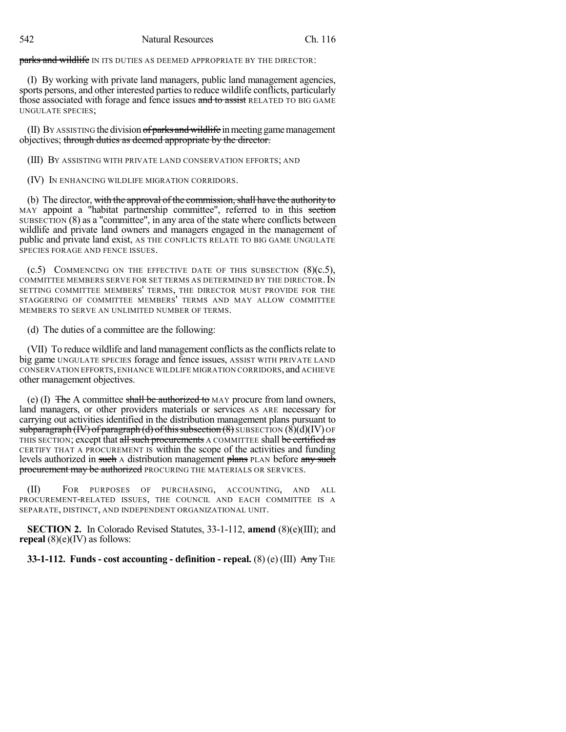parks and wildlife IN ITS DUTIES AS DEEMED APPROPRIATE BY THE DIRECTOR:

(I) By working with private land managers, public land management agencies, sports persons, and other interested parties to reduce wildlife conflicts, particularly those associated with forage and fence issues and to assist RELATED TO BIG GAME UNGULATE SPECIES;

(II) BY ASSISTING the division of parks and wildlife in meeting game management objectives; through duties as deemed appropriate by the director.

(III) BY ASSISTING WITH PRIVATE LAND CONSERVATION EFFORTS; AND

(IV) IN ENHANCING WILDLIFE MIGRATION CORRIDORS.

(b) The director, with the approval of the commission, shall have the authority to MAY appoint a "habitat partnership committee", referred to in this section SUBSECTION (8) as a "committee", in any area of the state where conflicts between wildlife and private land owners and managers engaged in the management of public and private land exist, AS THE CONFLICTS RELATE TO BIG GAME UNGULATE SPECIES FORAGE AND FENCE ISSUES.

(c.5) COMMENCING ON THE EFFECTIVE DATE OF THIS SUBSECTION (8)(c.5), COMMITTEE MEMBERS SERVE FOR SET TERMS AS DETERMINED BY THE DIRECTOR. IN SETTING COMMITTEE MEMBERS' TERMS, THE DIRECTOR MUST PROVIDE FOR THE STAGGERING OF COMMITTEE MEMBERS' TERMS AND MAY ALLOW COMMITTEE MEMBERS TO SERVE AN UNLIMITED NUMBER OF TERMS.

(d) The duties of a committee are the following:

(VII) To reduce wildlife and land management conflicts as the conflicts relate to big game UNGULATE SPECIES forage and fence issues, ASSIST WITH PRIVATE LAND CONSERVATION EFFORTS, ENHANCE WILDLIFE MIGRATION CORRIDORS, and ACHIEVE other management objectives.

(e) (I) The A committee shall be authorized to MAY procure from land owners, land managers, or other providers materials or services AS ARE necessary for carrying out activities identified in the distribution management plans pursuant to subparagraph (IV) of paragraph (d) of this subsection (8) SUBSECTION (8)(d)(IV) OF THIS SECTION; except that all such procurements A COMMITTEE shall be certified as CERTIFY THAT A PROCUREMENT IS within the scope of the activities and funding levels authorized in such A distribution management plans PLAN before any such procurement may be authorized PROCURING THE MATERIALS OR SERVICES.

(II) FOR PURPOSES OF PURCHASING, ACCOUNTING, AND ALL PROCUREMENT-RELATED ISSUES, THE COUNCIL AND EACH COMMITTEE IS A SEPARATE, DISTINCT, AND INDEPENDENT ORGANIZATIONAL UNIT.

**SECTION 2.** In Colorado Revised Statutes, 33-1-112, **amend** (8)(e)(III); and **repeal** (8)(e)(IV) as follows:

**33-1-112. Funds - cost accounting - definition - repeal.** (8) (e) (III) Any THE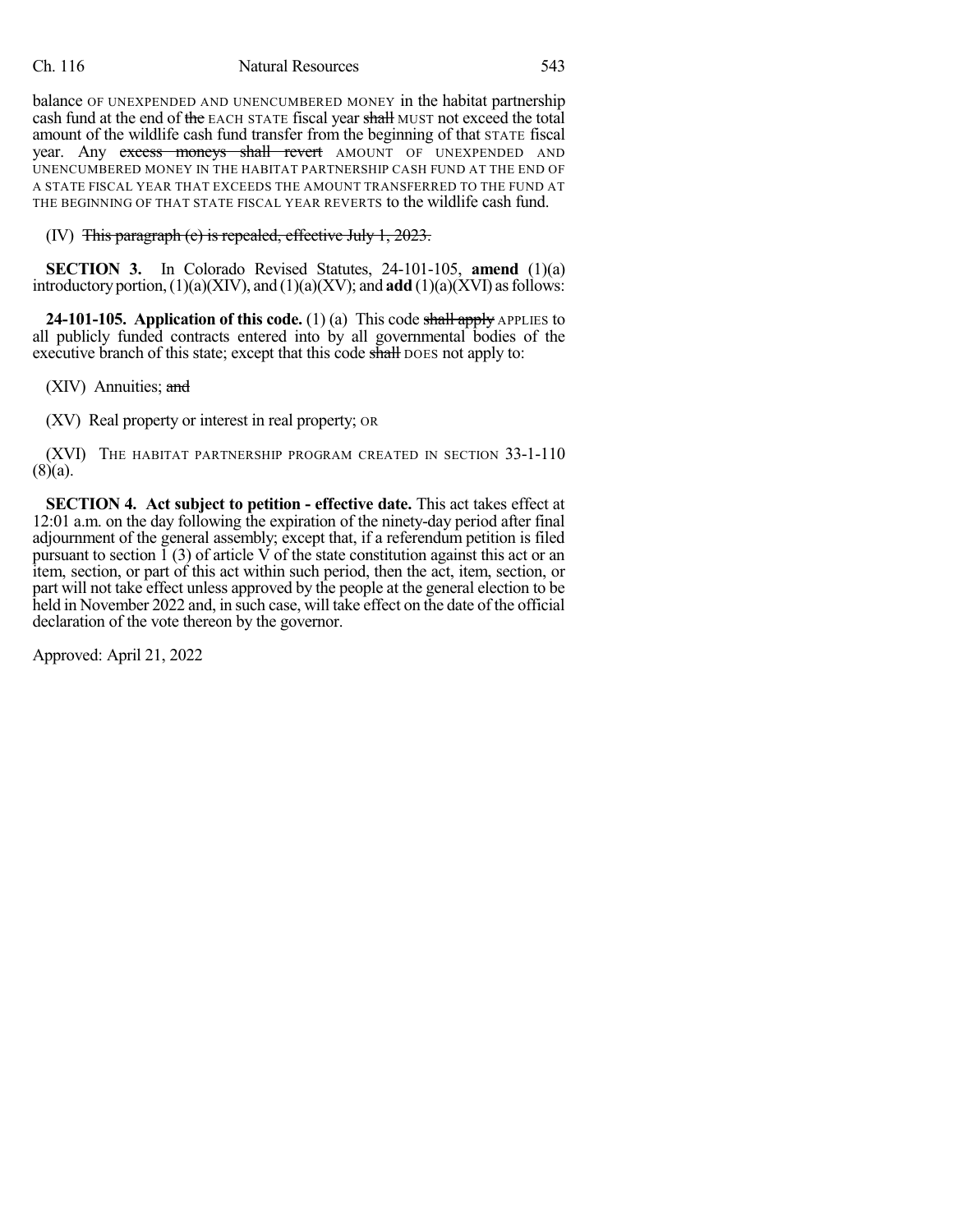balance OF UNEXPENDED AND UNENCUMBERED MONEY in the habitat partnership cash fund at the end of ~~the~~ EACH STATE fiscal year ~~shall~~ MUST not exceed the total amount of the wildlife cash fund transfer from the beginning of that STATE fiscal year. Any ~~excess moneys shall revert~~ AMOUNT OF UNEXPENDED AND UNENCUMBERED MONEY IN THE HABITAT PARTNERSHIP CASH FUND AT THE END OF A STATE FISCAL YEAR THAT EXCEEDS THE AMOUNT TRANSFERRED TO THE FUND AT THE BEGINNING OF THAT STATE FISCAL YEAR REVERTS to the wildlife cash fund.

(IV) ~~This paragraph (c) is repealed, effective July 1, 2023.~~

**SECTION 3.** In Colorado Revised Statutes, 24-101-105, **amend** (1)(a) introductory portion, (1)(a)(XIV), and (1)(a)(XV); and **add** (1)(a)(XVI) as follows:

**24-101-105. Application of this code.** (1) (a) This code ~~shall apply~~ APPLIES to all publicly funded contracts entered into by all governmental bodies of the executive branch of this state; except that this code ~~shall~~ DOES not apply to:

(XIV) Annuities; ~~and~~

(XV) Real property or interest in real property; OR

(XVI) THE HABITAT PARTNERSHIP PROGRAM CREATED IN SECTION 33-1-110 (8)(a).

**SECTION 4. Act subject to petition - effective date.** This act takes effect at 12:01 a.m. on the day following the expiration of the ninety-day period after final adjournment of the general assembly; except that, if a referendum petition is filed pursuant to section 1 (3) of article V of the state constitution against this act or an item, section, or part of this act within such period, then the act, item, section, or part will not take effect unless approved by the people at the general election to be held in November 2022 and, in such case, will take effect on the date of the official declaration of the vote thereon by the governor.

Approved: April 21, 2022